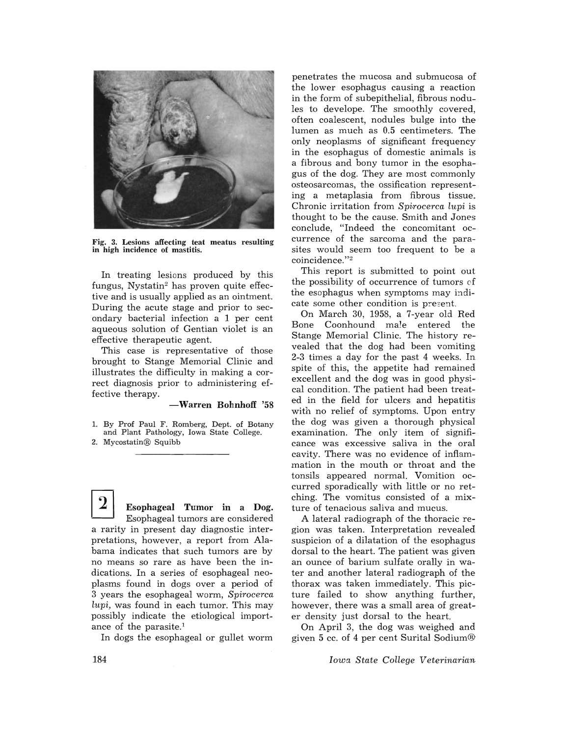Fig. 3. Lesions affecting teat meatus resulting in high incidence of mastitis.

In treating lesions produced by this fungus, Nystatin[2] has proven quite effective and is usually applied as an ointment. During the acute stage and prior to secondary bacterial infection a 1 per cent aqueous solution of Gentian violet is an effective therapeutic agent.

This case is representative of those brought to Stange Memorial Clinic and illustrates the difficulty in making a correct diagnosis prior to administering effective therapy.

—**Warren Bohnhoff '58**

1. By Prof Paul F. Romberg, Dept. of Botany and Plant Pathology, Iowa State College.
2. Mycostatin® Squibb

---

## 2 Esophageal Tumor in a Dog.

Esophageal tumors are considered a rarity in present day diagnostic interpretations, however, a report from Alabama indicates that such tumors are by no means so rare as have been the indications. In a series of esophageal neoplasms found in dogs over a period of 3 years the esophageal worm, *Spirocerca lupi*, was found in each tumor. This may possibly indicate the etiological importance of the parasite.[1]

In dogs the esophageal or gullet worm penetrates the mucosa and submucosa of the lower esophagus causing a reaction in the form of subepithelial, fibrous nodules to develope. The smoothly covered, often coalescent, nodules bulge into the lumen as much as 0.5 centimeters. The only neoplasms of significant frequency in the esophagus of domestic animals is a fibrous and bony tumor in the esophagus of the dog. They are most commonly osteosarcomas, the ossification representing a metaplasia from fibrous tissue. Chronic irritation from *Spirocerca lupi* is thought to be the cause. Smith and Jones conclude, "Indeed the concomitant occurrence of the sarcoma and the parasites would seem too frequent to be a coincidence."[2]

This report is submitted to point out the possibility of occurrence of tumors of the esophagus when symptoms may indicate some other condition is present.

On March 30, 1958, a 7-year old Red Bone Coonhound male entered the Stange Memorial Clinic. The history revealed that the dog had been vomiting 2-3 times a day for the past 4 weeks. In spite of this, the appetite had remained excellent and the dog was in good physical condition. The patient had been treated in the field for ulcers and hepatitis with no relief of symptoms. Upon entry the dog was given a thorough physical examination. The only item of significance was excessive saliva in the oral cavity. There was no evidence of inflammation in the mouth or throat and the tonsils appeared normal. Vomition occurred sporadically with little or no retching. The vomitus consisted of a mixture of tenacious saliva and mucus.

A lateral radiograph of the thoracic region was taken. Interpretation revealed suspicion of a dilatation of the esophagus dorsal to the heart. The patient was given an ounce of barium sulfate orally in water and another lateral radiograph of the thorax was taken immediately. This picture failed to show anything further, however, there was a small area of greater density just dorsal to the heart.

On April 3, the dog was weighed and given 5 cc. of 4 per cent Surital Sodium®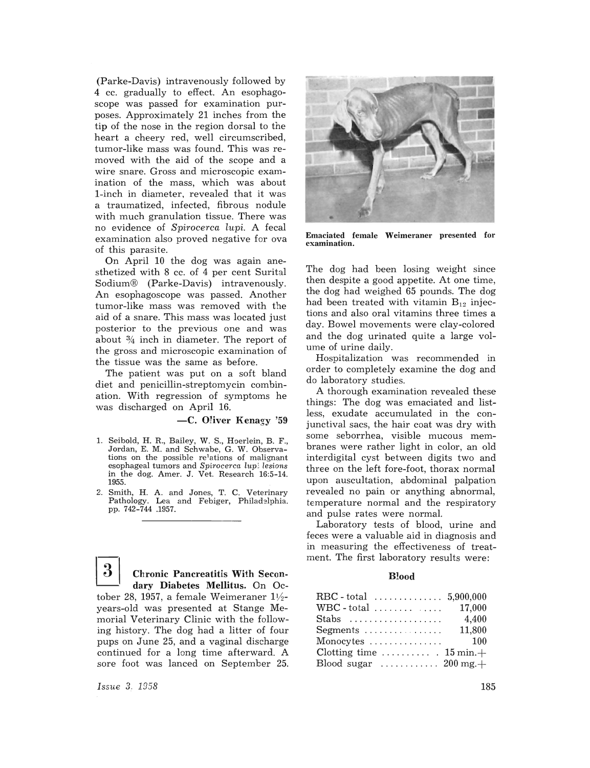(Parke-Davis) intravenously followed by 4 cc. gradually to effect. An esophagoscope was passed for examination purposes. Approximately 21 inches from the tip of the nose in the region dorsal to the heart a cheery red, well circumscribed, tumor-like mass was found. This was removed with the aid of the scope and a wire snare. Gross and microscopic examination of the mass, which was about 1-inch in diameter, revealed that it was a traumatized, infected, fibrous nodule with much granulation tissue. There was no evidence of *Spirocerca lupi.* A fecal examination also proved negative for ova of this parasite.

On April 10 the dog was again anesthetized with 8 cc. of 4 per cent Surital Sodium® (Parke-Davis) intravenously. An esophagoscope was passed. Another tumor-like mass was removed with the aid of a snare. This mass was located just posterior to the previous one and was about ¾ inch in diameter. The report of the gross and microscopic examination of the tissue was the same as before.

The patient was put on a soft bland diet and penicillin-streptomycin combination. With regression of symptoms he was discharged on April 16.

—C. Oliver Kenagy '59

1. Seibold, H. R., Bailey, W. S., Hoerlein, B. F., Jordan, E. M. and Schwabe, G. W. Observations on the possible relations of malignant esophageal tumors and *Spirocerca lupi lesions* in the dog. Amer. J. Vet. Research 16:5-14. 1955.
2. Smith, H. A. and Jones, T. C. Veterinary Pathology. Lea and Febiger, Philadelphia. pp. 742-744 .1957.

---

## 3 Chronic Pancreatitis With Secondary Diabetes Mellitus.

On October 28, 1957, a female Weimeraner 1½-years-old was presented at Stange Memorial Veterinary Clinic with the following history. The dog had a litter of four pups on June 25, and a vaginal discharge continued for a long time afterward. A sore foot was lanced on September 25.

**Emaciated female Weimeraner presented for examination.**

The dog had been losing weight since then despite a good appetite. At one time, the dog had weighed 65 pounds. The dog had been treated with vitamin $B_{12}$ injections and also oral vitamins three times a day. Bowel movements were clay-colored and the dog urinated quite a large volume of urine daily.

Hospitalization was recommended in order to completely examine the dog and do laboratory studies.

A thorough examination revealed these things: The dog was emaciated and listless, exudate accumulated in the conjunctival sacs, the hair coat was dry with some seborrhea, visible mucous membranes were rather light in color, an old interdigital cyst between digits two and three on the left fore-foot, thorax normal upon auscultation, abdominal palpation revealed no pain or anything abnormal, temperature normal and the respiratory and pulse rates were normal.

Laboratory tests of blood, urine and feces were a valuable aid in diagnosis and in measuring the effectiveness of treatment. The first laboratory results were:

**Blood**

| | |
|---|---|
| RBC - total | 5,900,000 |
| WBC - total | 17,000 |
| Stabs | 4,400 |
| Segments | 11,800 |
| Monocytes | 100 |
| Clotting time | 15 min.+ |
| Blood sugar | 200 mg.+ |